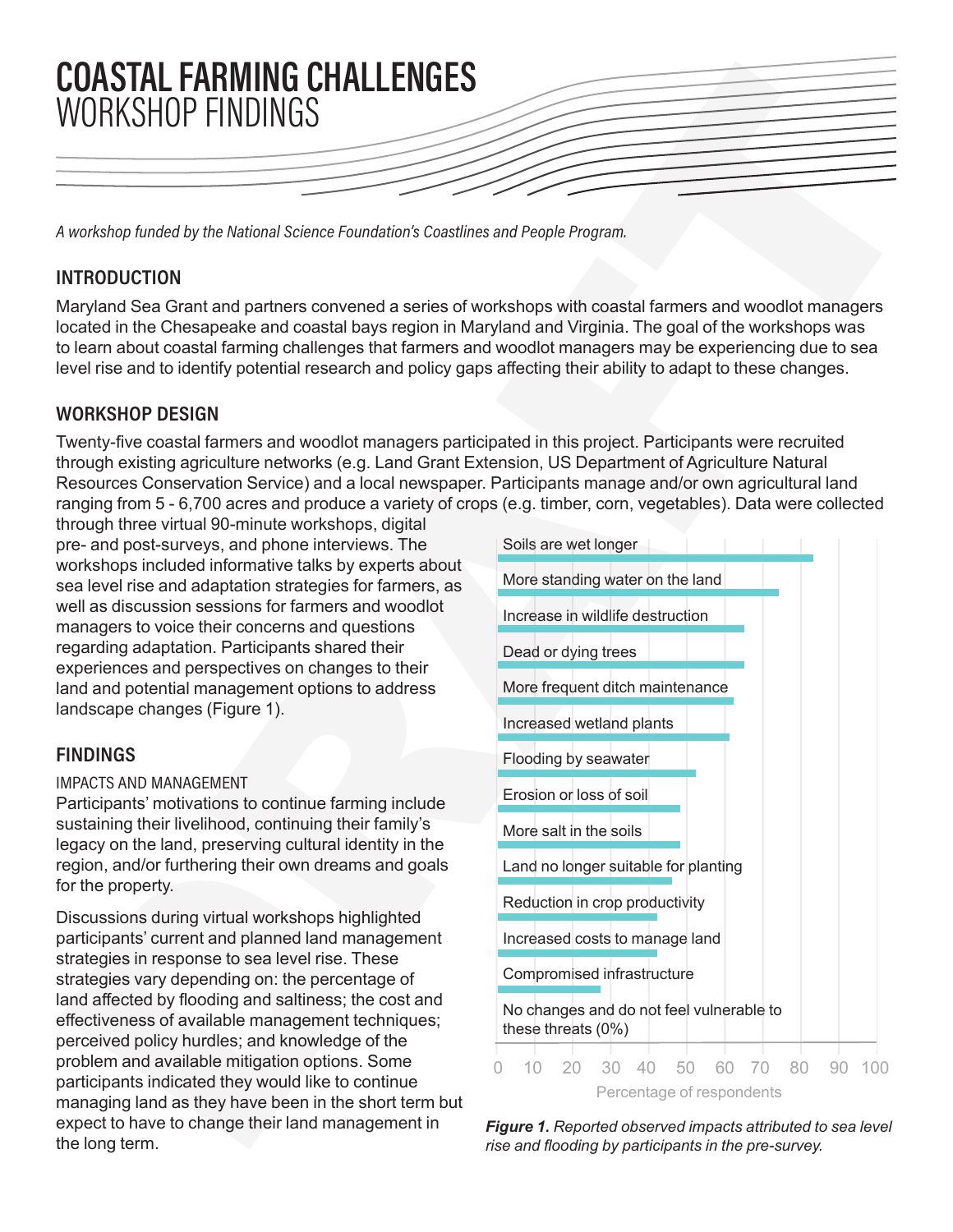# COASTAL FARMING CHALLENGES
# WORKSHOP FINDINGS

*A workshop funded by the National Science Foundation's Coastlines and People Program.*

## INTRODUCTION

Maryland Sea Grant and partners convened a series of workshops with coastal farmers and woodlot managers located in the Chesapeake and coastal bays region in Maryland and Virginia. The goal of the workshops was to learn about coastal farming challenges that farmers and woodlot managers may be experiencing due to sea level rise and to identify potential research and policy gaps affecting their ability to adapt to these changes.

## WORKSHOP DESIGN

Twenty-five coastal farmers and woodlot managers participated in this project. Participants were recruited through existing agriculture networks (e.g. Land Grant Extension, US Department of Agriculture Natural Resources Conservation Service) and a local newspaper. Participants manage and/or own agricultural land ranging from 5 - 6,700 acres and produce a variety of crops (e.g. timber, corn, vegetables). Data were collected through three virtual 90-minute workshops, digital pre- and post-surveys, and phone interviews. The workshops included informative talks by experts about sea level rise and adaptation strategies for farmers, as well as discussion sessions for farmers and woodlot managers to voice their concerns and questions regarding adaptation. Participants shared their experiences and perspectives on changes to their land and potential management options to address landscape changes (Figure 1).

## FINDINGS

### IMPACTS AND MANAGEMENT

Participants' motivations to continue farming include sustaining their livelihood, continuing their family's legacy on the land, preserving cultural identity in the region, and/or furthering their own dreams and goals for the property.

Discussions during virtual workshops highlighted participants' current and planned land management strategies in response to sea level rise. These strategies vary depending on: the percentage of land affected by flooding and saltiness; the cost and effectiveness of available management techniques; perceived policy hurdles; and knowledge of the problem and available mitigation options. Some participants indicated they would like to continue managing land as they have been in the short term but expect to have to change their land management in the long term.

| Reported impact | Percentage of respondents (approx.) |
|---|---|
| Soils are wet longer | 84 |
| More standing water on the land | 75 |
| Increase in wildlife destruction | 66 |
| Dead or dying trees | 66 |
| More frequent ditch maintenance | 63 |
| Increased wetland plants | 62 |
| Flooding by seawater | 53 |
| Erosion or loss of soil | 49 |
| More salt in the soils | 49 |
| Land no longer suitable for planting | 47 |
| Reduction in crop productivity | 43 |
| Increased costs to manage land | 43 |
| Compromised infrastructure | 28 |
| No changes and do not feel vulnerable to these threats (0%) | 0 |

***Figure 1.*** *Reported observed impacts attributed to sea level rise and flooding by participants in the pre-survey.*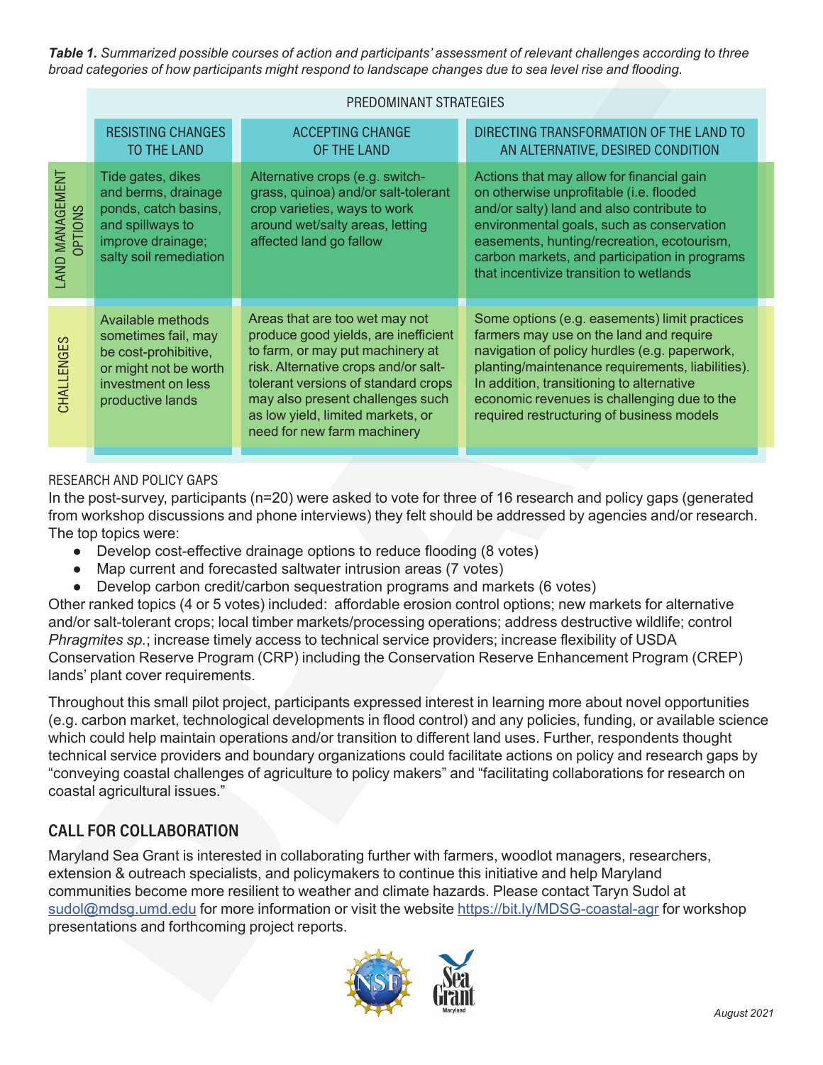***Table 1.*** *Summarized possible courses of action and participants' assessment of relevant challenges according to three broad categories of how participants might respond to landscape changes due to sea level rise and flooding.*

| | PREDOMINANT STRATEGIES | | |
|---|---|---|---|
| | RESISTING CHANGES TO THE LAND | ACCEPTING CHANGE OF THE LAND | DIRECTING TRANSFORMATION OF THE LAND TO AN ALTERNATIVE, DESIRED CONDITION |
| LAND MANAGEMENT OPTIONS | Tide gates, dikes and berms, drainage ponds, catch basins, and spillways to improve drainage; salty soil remediation | Alternative crops (e.g. switch-grass, quinoa) and/or salt-tolerant crop varieties, ways to work around wet/salty areas, letting affected land go fallow | Actions that may allow for financial gain on otherwise unprofitable (i.e. flooded and/or salty) land and also contribute to environmental goals, such as conservation easements, hunting/recreation, ecotourism, carbon markets, and participation in programs that incentivize transition to wetlands |
| CHALLENGES | Available methods sometimes fail, may be cost-prohibitive, or might not be worth investment on less productive lands | Areas that are too wet may not produce good yields, are inefficient to farm, or may put machinery at risk. Alternative crops and/or salt-tolerant versions of standard crops may also present challenges such as low yield, limited markets, or need for new farm machinery | Some options (e.g. easements) limit practices farmers may use on the land and require navigation of policy hurdles (e.g. paperwork, planting/maintenance requirements, liabilities). In addition, transitioning to alternative economic revenues is challenging due to the required restructuring of business models |

RESEARCH AND POLICY GAPS

In the post-survey, participants (n=20) were asked to vote for three of 16 research and policy gaps (generated from workshop discussions and phone interviews) they felt should be addressed by agencies and/or research. The top topics were:

- Develop cost-effective drainage options to reduce flooding (8 votes)
- Map current and forecasted saltwater intrusion areas (7 votes)
- Develop carbon credit/carbon sequestration programs and markets (6 votes)

Other ranked topics (4 or 5 votes) included: affordable erosion control options; new markets for alternative and/or salt-tolerant crops; local timber markets/processing operations; address destructive wildlife; control *Phragmites sp.*; increase timely access to technical service providers; increase flexibility of USDA Conservation Reserve Program (CRP) including the Conservation Reserve Enhancement Program (CREP) lands' plant cover requirements.

Throughout this small pilot project, participants expressed interest in learning more about novel opportunities (e.g. carbon market, technological developments in flood control) and any policies, funding, or available science which could help maintain operations and/or transition to different land uses. Further, respondents thought technical service providers and boundary organizations could facilitate actions on policy and research gaps by "conveying coastal challenges of agriculture to policy makers" and "facilitating collaborations for research on coastal agricultural issues."

## CALL FOR COLLABORATION

Maryland Sea Grant is interested in collaborating further with farmers, woodlot managers, researchers, extension & outreach specialists, and policymakers to continue this initiative and help Maryland communities become more resilient to weather and climate hazards. Please contact Taryn Sudol at sudol@mdsg.umd.edu for more information or visit the website https://bit.ly/MDSG-coastal-agr for workshop presentations and forthcoming project reports.

*August 2021*